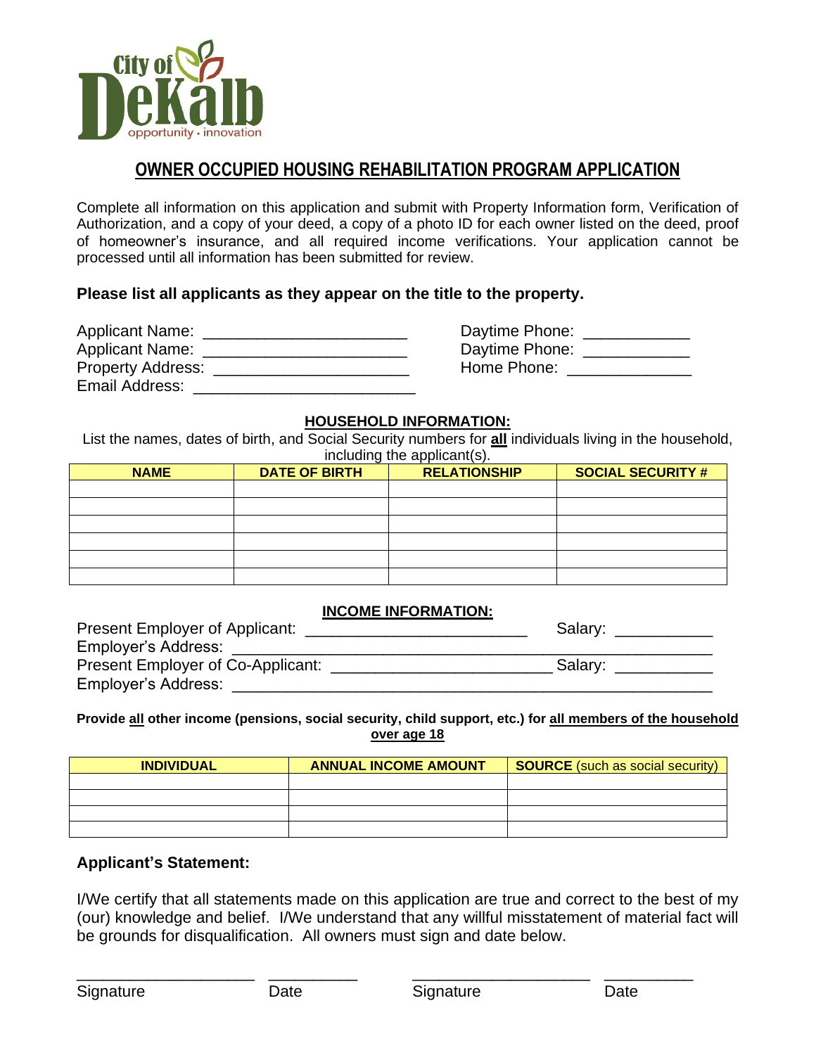City of DeKalb
opportunity • innovation

# OWNER OCCUPIED HOUSING REHABILITATION PROGRAM APPLICATION

Complete all information on this application and submit with Property Information form, Verification of Authorization, and a copy of your deed, a copy of a photo ID for each owner listed on the deed, proof of homeowner's insurance, and all required income verifications. Your application cannot be processed until all information has been submitted for review.

**Please list all applicants as they appear on the title to the property.**

Applicant Name: ______________________ Daytime Phone: ___________
Applicant Name: ______________________ Daytime Phone: ___________
Property Address: _____________________ Home Phone: _____________
Email Address: ________________________

## HOUSEHOLD INFORMATION:

List the names, dates of birth, and Social Security numbers for **all** individuals living in the household, including the applicant(s).

| NAME | DATE OF BIRTH | RELATIONSHIP | SOCIAL SECURITY # |
|---|---|---|---|
| | | | |
| | | | |
| | | | |
| | | | |
| | | | |
| | | | |

## INCOME INFORMATION:

Present Employer of Applicant: ________________________ Salary: __________
Employer's Address: ____________________________________________________
Present Employer of Co-Applicant: ________________________ Salary: __________
Employer's Address: ____________________________________________________

**Provide all other income (pensions, social security, child support, etc.) for all members of the household over age 18**

| INDIVIDUAL | ANNUAL INCOME AMOUNT | SOURCE (such as social security) |
|---|---|---|
| | | |
| | | |
| | | |
| | | |

**Applicant's Statement:**

I/We certify that all statements made on this application are true and correct to the best of my (our) knowledge and belief. I/We understand that any willful misstatement of material fact will be grounds for disqualification. All owners must sign and date below.

____________________ __________ ____________________ __________
Signature Date Signature Date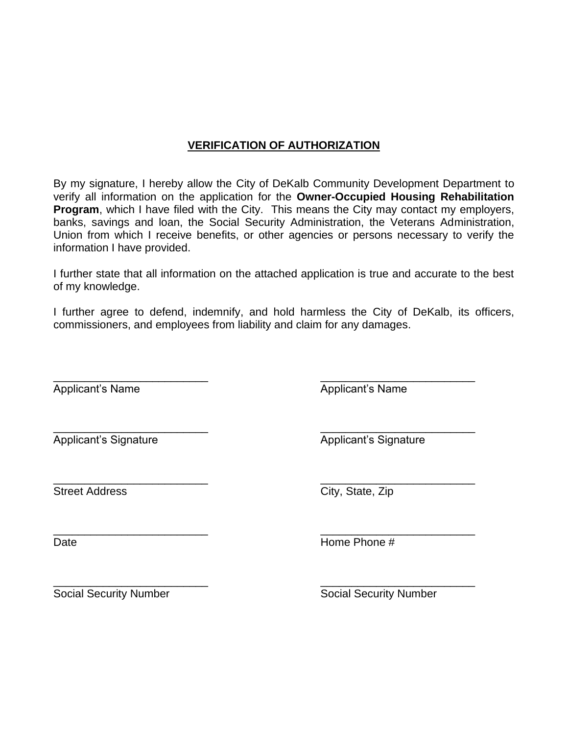## VERIFICATION OF AUTHORIZATION

By my signature, I hereby allow the City of DeKalb Community Development Department to verify all information on the application for the **Owner-Occupied Housing Rehabilitation Program**, which I have filed with the City. This means the City may contact my employers, banks, savings and loan, the Social Security Administration, the Veterans Administration, Union from which I receive benefits, or other agencies or persons necessary to verify the information I have provided.

I further state that all information on the attached application is true and accurate to the best of my knowledge.

I further agree to defend, indemnify, and hold harmless the City of DeKalb, its officers, commissioners, and employees from liability and claim for any damages.

| | |
|---|---|
| ________________________<br>Applicant's Name | ________________________<br>Applicant's Name |
| ________________________<br>Applicant's Signature | ________________________<br>Applicant's Signature |
| ________________________<br>Street Address | ________________________<br>City, State, Zip |
| ________________________<br>Date | ________________________<br>Home Phone # |
| ________________________<br>Social Security Number | ________________________<br>Social Security Number |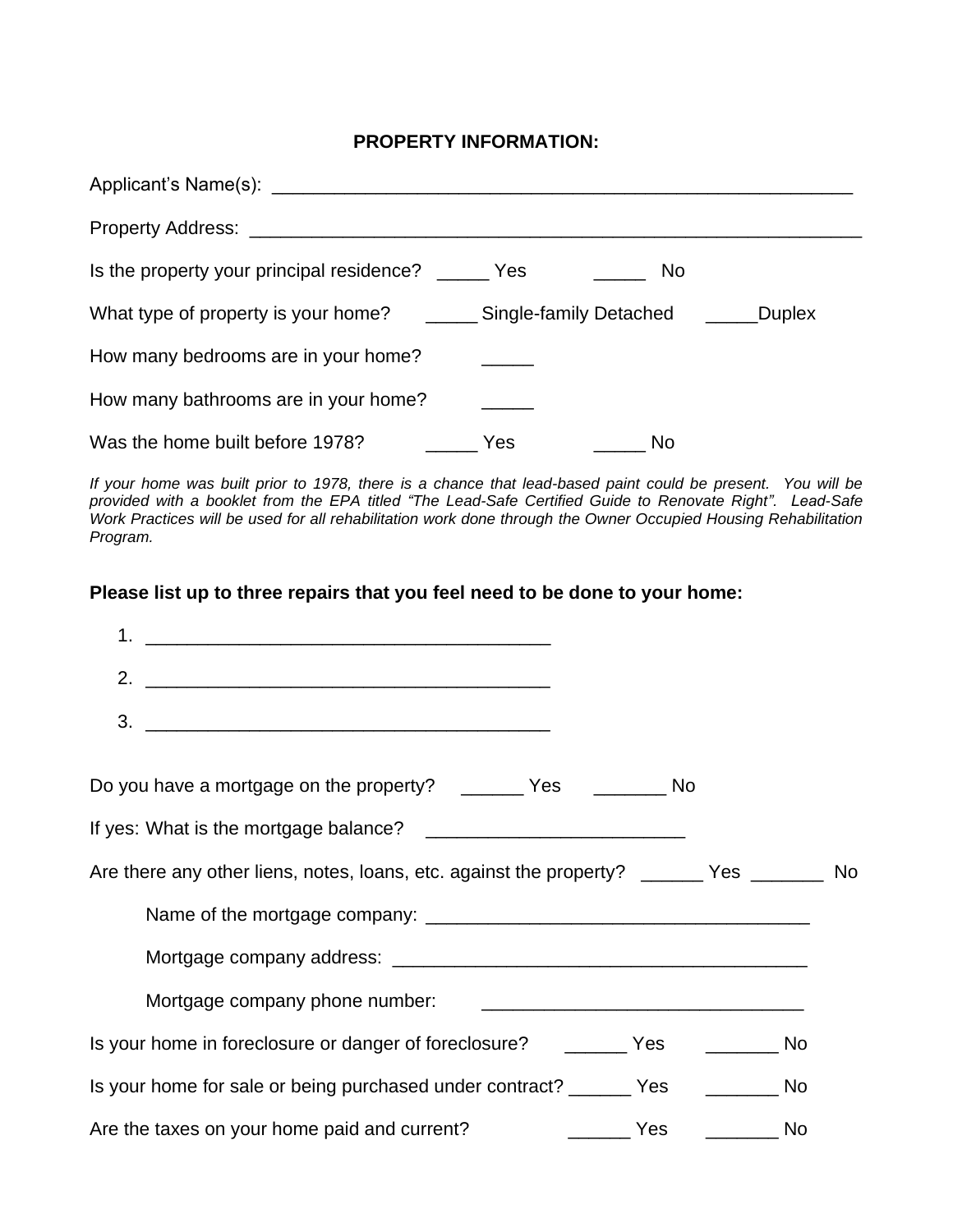**PROPERTY INFORMATION:**

Applicant's Name(s): ___________________________________________________________

Property Address: _____________________________________________________________

Is the property your principal residence? _____ Yes _____ No

What type of property is your home? _____ Single-family Detached _____Duplex

How many bedrooms are in your home? _____

How many bathrooms are in your home? _____

Was the home built before 1978? _____ Yes _____ No

*If your home was built prior to 1978, there is a chance that lead-based paint could be present. You will be provided with a booklet from the EPA titled "The Lead-Safe Certified Guide to Renovate Right". Lead-Safe Work Practices will be used for all rehabilitation work done through the Owner Occupied Housing Rehabilitation Program.*

**Please list up to three repairs that you feel need to be done to your home:**

1. ________________________________________
2. ________________________________________
3. ________________________________________

Do you have a mortgage on the property? ______ Yes _______ No

If yes: What is the mortgage balance? _________________________

Are there any other liens, notes, loans, etc. against the property? ______ Yes _______ No

Name of the mortgage company: _____________________________________

Mortgage company address: _________________________________________

Mortgage company phone number: ________________________________

Is your home in foreclosure or danger of foreclosure? ______ Yes _______ No

Is your home for sale or being purchased under contract? ______ Yes _______ No

Are the taxes on your home paid and current? ______ Yes _______ No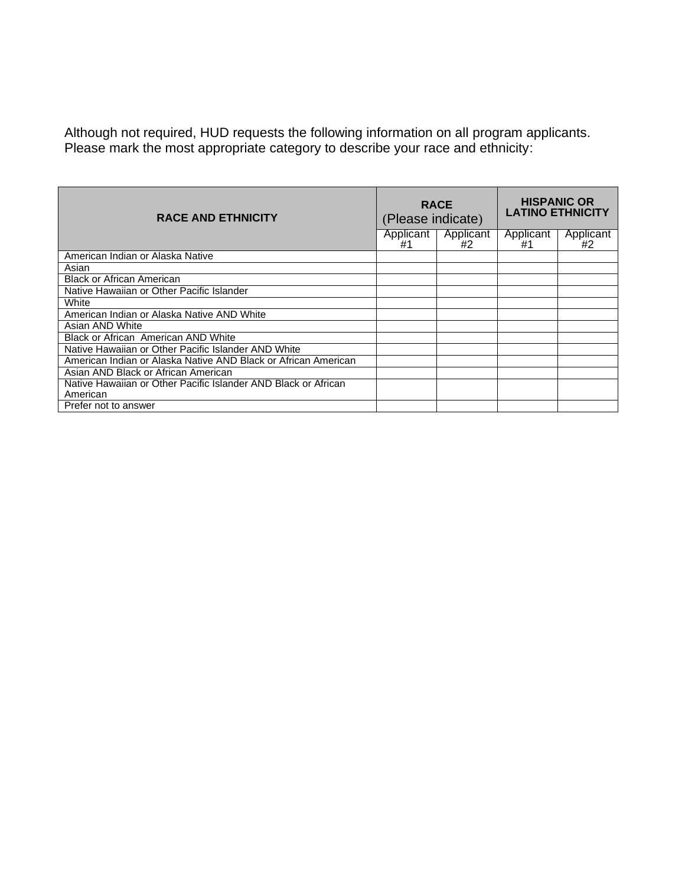Although not required, HUD requests the following information on all program applicants. Please mark the most appropriate category to describe your race and ethnicity:

| **RACE AND ETHNICITY** | **RACE** (Please indicate) | | **HISPANIC OR LATINO ETHNICITY** | |
|---|---|---|---|---|
| | Applicant #1 | Applicant #2 | Applicant #1 | Applicant #2 |
| American Indian or Alaska Native | | | | |
| Asian | | | | |
| Black or African American | | | | |
| Native Hawaiian or Other Pacific Islander | | | | |
| White | | | | |
| American Indian or Alaska Native AND White | | | | |
| Asian AND White | | | | |
| Black or African American AND White | | | | |
| Native Hawaiian or Other Pacific Islander AND White | | | | |
| American Indian or Alaska Native AND Black or African American | | | | |
| Asian AND Black or African American | | | | |
| Native Hawaiian or Other Pacific Islander AND Black or African American | | | | |
| Prefer not to answer | | | | |